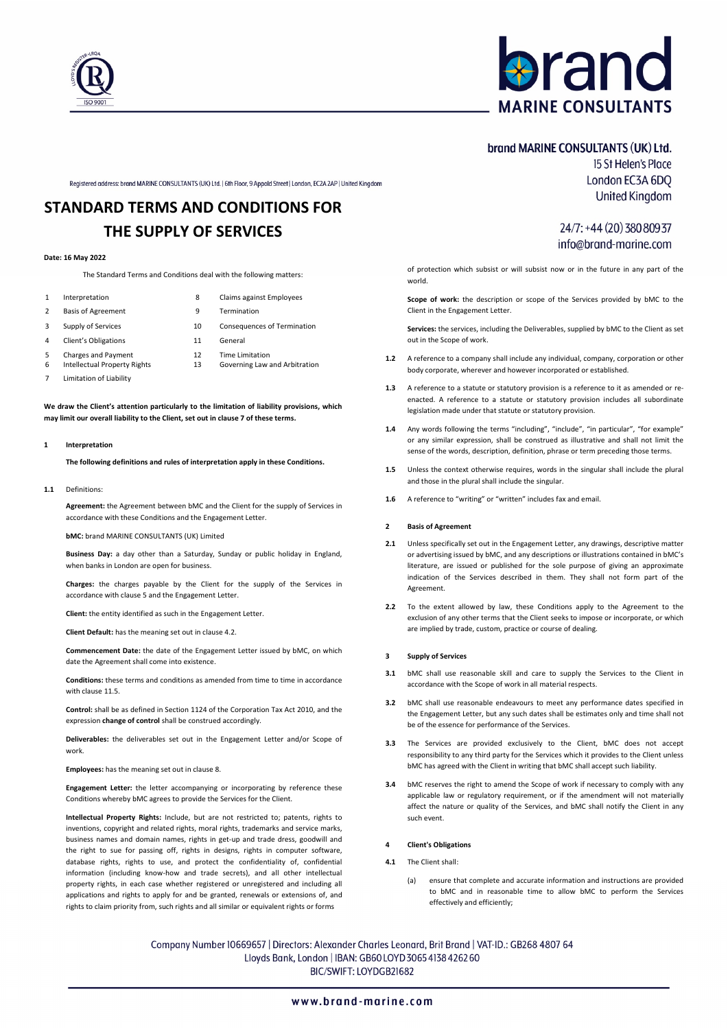brand MARINE CONSULTANTS (UK) Ltd.
15 St Helen's Place
London EC3A 6DQ
United Kingdom

24/7: +44 (20) 380 809 37
info@brand-marine.com

Registered address: brand MARINE CONSULTANTS (UK) Ltd. | 6th Floor, 9 Appold Street | London, EC2A 2AP | United Kingdom

# STANDARD TERMS AND CONDITIONS FOR THE SUPPLY OF SERVICES

**Date: 16 May 2022**

The Standard Terms and Conditions deal with the following matters:

| | | | |
|---|---|---|---|
| 1 | Interpretation | 8 | Claims against Employees |
| 2 | Basis of Agreement | 9 | Termination |
| 3 | Supply of Services | 10 | Consequences of Termination |
| 4 | Client's Obligations | 11 | General |
| 5 | Charges and Payment | 12 | Time Limitation |
| 6 | Intellectual Property Rights | 13 | Governing Law and Arbitration |
| 7 | Limitation of Liability | | |

**We draw the Client's attention particularly to the limitation of liability provisions, which may limit our overall liability to the Client, set out in clause 7 of these terms.**

## 1 Interpretation

**The following definitions and rules of interpretation apply in these Conditions.**

**1.1** Definitions:

**Agreement:** the Agreement between bMC and the Client for the supply of Services in accordance with these Conditions and the Engagement Letter.

**bMC:** brand MARINE CONSULTANTS (UK) Limited

**Business Day:** a day other than a Saturday, Sunday or public holiday in England, when banks in London are open for business.

**Charges:** the charges payable by the Client for the supply of the Services in accordance with clause 5 and the Engagement Letter.

**Client:** the entity identified as such in the Engagement Letter.

**Client Default:** has the meaning set out in clause 4.2.

**Commencement Date:** the date of the Engagement Letter issued by bMC, on which date the Agreement shall come into existence.

**Conditions:** these terms and conditions as amended from time to time in accordance with clause 11.5.

**Control:** shall be as defined in Section 1124 of the Corporation Tax Act 2010, and the expression **change of control** shall be construed accordingly.

**Deliverables:** the deliverables set out in the Engagement Letter and/or Scope of work.

**Employees:** has the meaning set out in clause 8.

**Engagement Letter:** the letter accompanying or incorporating by reference these Conditions whereby bMC agrees to provide the Services for the Client.

**Intellectual Property Rights:** Include, but are not restricted to; patents, rights to inventions, copyright and related rights, moral rights, trademarks and service marks, business names and domain names, rights in get-up and trade dress, goodwill and the right to sue for passing off, rights in designs, rights in computer software, database rights, rights to use, and protect the confidentiality of, confidential information (including know-how and trade secrets), and all other intellectual property rights, in each case whether registered or unregistered and including all applications and rights to apply for and be granted, renewals or extensions of, and rights to claim priority from, such rights and all similar or equivalent rights or forms of protection which subsist or will subsist now or in the future in any part of the world.

**Scope of work:** the description or scope of the Services provided by bMC to the Client in the Engagement Letter.

**Services:** the services, including the Deliverables, supplied by bMC to the Client as set out in the Scope of work.

**1.2** A reference to a company shall include any individual, company, corporation or other body corporate, wherever and however incorporated or established.

**1.3** A reference to a statute or statutory provision is a reference to it as amended or re-enacted. A reference to a statute or statutory provision includes all subordinate legislation made under that statute or statutory provision.

**1.4** Any words following the terms "including", "include", "in particular", "for example" or any similar expression, shall be construed as illustrative and shall not limit the sense of the words, description, definition, phrase or term preceding those terms.

**1.5** Unless the context otherwise requires, words in the singular shall include the plural and those in the plural shall include the singular.

**1.6** A reference to "writing" or "written" includes fax and email.

## 2 Basis of Agreement

**2.1** Unless specifically set out in the Engagement Letter, any drawings, descriptive matter or advertising issued by bMC, and any descriptions or illustrations contained in bMC's literature, are issued or published for the sole purpose of giving an approximate indication of the Services described in them. They shall not form part of the Agreement.

**2.2** To the extent allowed by law, these Conditions apply to the Agreement to the exclusion of any other terms that the Client seeks to impose or incorporate, or which are implied by trade, custom, practice or course of dealing.

## 3 Supply of Services

**3.1** bMC shall use reasonable skill and care to supply the Services to the Client in accordance with the Scope of work in all material respects.

**3.2** bMC shall use reasonable endeavours to meet any performance dates specified in the Engagement Letter, but any such dates shall be estimates only and time shall not be of the essence for performance of the Services.

**3.3** The Services are provided exclusively to the Client, bMC does not accept responsibility to any third party for the Services which it provides to the Client unless bMC has agreed with the Client in writing that bMC shall accept such liability.

**3.4** bMC reserves the right to amend the Scope of work if necessary to comply with any applicable law or regulatory requirement, or if the amendment will not materially affect the nature or quality of the Services, and bMC shall notify the Client in any such event.

## 4 Client's Obligations

**4.1** The Client shall:

(a) ensure that complete and accurate information and instructions are provided to bMC and in reasonable time to allow bMC to perform the Services effectively and efficiently;

Company Number 10669657 | Directors: Alexander Charles Leonard, Brit Brand | VAT-ID.: GB268 4807 64
Lloyds Bank, London | IBAN: GB60 LOYD 3065 4138 4262 60
BIC/SWIFT: LOYDGB21682

www.brand-marine.com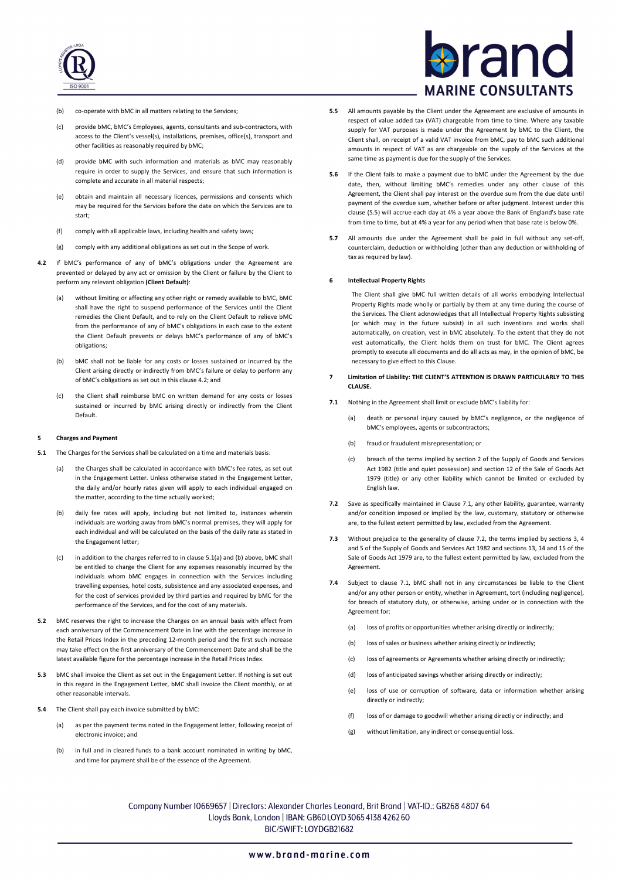(b) co-operate with bMC in all matters relating to the Services;

(c) provide bMC, bMC's Employees, agents, consultants and sub-contractors, with access to the Client's vessel(s), installations, premises, office(s), transport and other facilities as reasonably required by bMC;

(d) provide bMC with such information and materials as bMC may reasonably require in order to supply the Services, and ensure that such information is complete and accurate in all material respects;

(e) obtain and maintain all necessary licences, permissions and consents which may be required for the Services before the date on which the Services are to start;

(f) comply with all applicable laws, including health and safety laws;

(g) comply with any additional obligations as set out in the Scope of work.

**4.2** If bMC's performance of any of bMC's obligations under the Agreement are prevented or delayed by any act or omission by the Client or failure by the Client to perform any relevant obligation **(Client Default)**:

(a) without limiting or affecting any other right or remedy available to bMC, bMC shall have the right to suspend performance of the Services until the Client remedies the Client Default, and to rely on the Client Default to relieve bMC from the performance of any of bMC's obligations in each case to the extent the Client Default prevents or delays bMC's performance of any of bMC's obligations;

(b) bMC shall not be liable for any costs or losses sustained or incurred by the Client arising directly or indirectly from bMC's failure or delay to perform any of bMC's obligations as set out in this clause 4.2; and

(c) the Client shall reimburse bMC on written demand for any costs or losses sustained or incurred by bMC arising directly or indirectly from the Client Default.

### 5 Charges and Payment

**5.1** The Charges for the Services shall be calculated on a time and materials basis:

(a) the Charges shall be calculated in accordance with bMC's fee rates, as set out in the Engagement Letter. Unless otherwise stated in the Engagement Letter, the daily and/or hourly rates given will apply to each individual engaged on the matter, according to the time actually worked;

(b) daily fee rates will apply, including but not limited to, instances wherein individuals are working away from bMC's normal premises, they will apply for each individual and will be calculated on the basis of the daily rate as stated in the Engagement letter;

(c) in addition to the charges referred to in clause 5.1(a) and (b) above, bMC shall be entitled to charge the Client for any expenses reasonably incurred by the individuals whom bMC engages in connection with the Services including travelling expenses, hotel costs, subsistence and any associated expenses, and for the cost of services provided by third parties and required by bMC for the performance of the Services, and for the cost of any materials.

**5.2** bMC reserves the right to increase the Charges on an annual basis with effect from each anniversary of the Commencement Date in line with the percentage increase in the Retail Prices Index in the preceding 12-month period and the first such increase may take effect on the first anniversary of the Commencement Date and shall be the latest available figure for the percentage increase in the Retail Prices Index.

**5.3** bMC shall invoice the Client as set out in the Engagement Letter. If nothing is set out in this regard in the Engagement Letter, bMC shall invoice the Client monthly, or at other reasonable intervals.

**5.4** The Client shall pay each invoice submitted by bMC:

(a) as per the payment terms noted in the Engagement letter, following receipt of electronic invoice; and

(b) in full and in cleared funds to a bank account nominated in writing by bMC, and time for payment shall be of the essence of the Agreement.

**5.5** All amounts payable by the Client under the Agreement are exclusive of amounts in respect of value added tax (VAT) chargeable from time to time. Where any taxable supply for VAT purposes is made under the Agreement by bMC to the Client, the Client shall, on receipt of a valid VAT invoice from bMC, pay to bMC such additional amounts in respect of VAT as are chargeable on the supply of the Services at the same time as payment is due for the supply of the Services.

**5.6** If the Client fails to make a payment due to bMC under the Agreement by the due date, then, without limiting bMC's remedies under any other clause of this Agreement, the Client shall pay interest on the overdue sum from the due date until payment of the overdue sum, whether before or after judgment. Interest under this clause (5.5) will accrue each day at 4% a year above the Bank of England's base rate from time to time, but at 4% a year for any period when that base rate is below 0%.

**5.7** All amounts due under the Agreement shall be paid in full without any set-off, counterclaim, deduction or withholding (other than any deduction or withholding of tax as required by law).

### 6 Intellectual Property Rights

The Client shall give bMC full written details of all works embodying Intellectual Property Rights made wholly or partially by them at any time during the course of the Services. The Client acknowledges that all Intellectual Property Rights subsisting (or which may in the future subsist) in all such inventions and works shall automatically, on creation, vest in bMC absolutely. To the extent that they do not vest automatically, the Client holds them on trust for bMC. The Client agrees promptly to execute all documents and do all acts as may, in the opinion of bMC, be necessary to give effect to this Clause.

### 7 Limitation of Liability: THE CLIENT'S ATTENTION IS DRAWN PARTICULARLY TO THIS CLAUSE.

**7.1** Nothing in the Agreement shall limit or exclude bMC's liability for:

(a) death or personal injury caused by bMC's negligence, or the negligence of bMC's employees, agents or subcontractors;

(b) fraud or fraudulent misrepresentation; or

(c) breach of the terms implied by section 2 of the Supply of Goods and Services Act 1982 (title and quiet possession) and section 12 of the Sale of Goods Act 1979 (title) or any other liability which cannot be limited or excluded by English law.

**7.2** Save as specifically maintained in Clause 7.1, any other liability, guarantee, warranty and/or condition imposed or implied by the law, customary, statutory or otherwise are, to the fullest extent permitted by law, excluded from the Agreement.

**7.3** Without prejudice to the generality of clause 7.2, the terms implied by sections 3, 4 and 5 of the Supply of Goods and Services Act 1982 and sections 13, 14 and 15 of the Sale of Goods Act 1979 are, to the fullest extent permitted by law, excluded from the Agreement.

**7.4** Subject to clause 7.1, bMC shall not in any circumstances be liable to the Client and/or any other person or entity, whether in Agreement, tort (including negligence), for breach of statutory duty, or otherwise, arising under or in connection with the Agreement for:

(a) loss of profits or opportunities whether arising directly or indirectly;

(b) loss of sales or business whether arising directly or indirectly;

(c) loss of agreements or Agreements whether arising directly or indirectly;

(d) loss of anticipated savings whether arising directly or indirectly;

(e) loss of use or corruption of software, data or information whether arising directly or indirectly;

(f) loss of or damage to goodwill whether arising directly or indirectly; and

(g) without limitation, any indirect or consequential loss.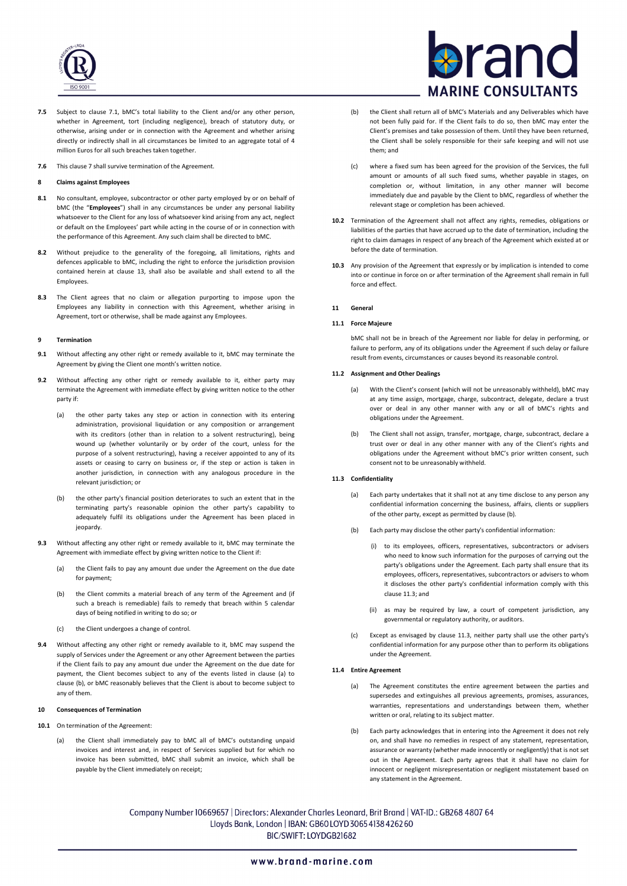**7.5** Subject to clause 7.1, bMC's total liability to the Client and/or any other person, whether in Agreement, tort (including negligence), breach of statutory duty, or otherwise, arising under or in connection with the Agreement and whether arising directly or indirectly shall in all circumstances be limited to an aggregate total of 4 million Euros for all such breaches taken together.

**7.6** This clause 7 shall survive termination of the Agreement.

## 8 Claims against Employees

**8.1** No consultant, employee, subcontractor or other party employed by or on behalf of bMC (the "**Employees**") shall in any circumstances be under any personal liability whatsoever to the Client for any loss of whatsoever kind arising from any act, neglect or default on the Employees' part while acting in the course of or in connection with the performance of this Agreement. Any such claim shall be directed to bMC.

**8.2** Without prejudice to the generality of the foregoing, all limitations, rights and defences applicable to bMC, including the right to enforce the jurisdiction provision contained herein at clause 13, shall also be available and shall extend to all the Employees.

**8.3** The Client agrees that no claim or allegation purporting to impose upon the Employees any liability in connection with this Agreement, whether arising in Agreement, tort or otherwise, shall be made against any Employees.

## 9 Termination

**9.1** Without affecting any other right or remedy available to it, bMC may terminate the Agreement by giving the Client one month's written notice.

**9.2** Without affecting any other right or remedy available to it, either party may terminate the Agreement with immediate effect by giving written notice to the other party if:

(a) the other party takes any step or action in connection with its entering administration, provisional liquidation or any composition or arrangement with its creditors (other than in relation to a solvent restructuring), being wound up (whether voluntarily or by order of the court, unless for the purpose of a solvent restructuring), having a receiver appointed to any of its assets or ceasing to carry on business or, if the step or action is taken in another jurisdiction, in connection with any analogous procedure in the relevant jurisdiction; or

(b) the other party's financial position deteriorates to such an extent that in the terminating party's reasonable opinion the other party's capability to adequately fulfil its obligations under the Agreement has been placed in jeopardy.

**9.3** Without affecting any other right or remedy available to it, bMC may terminate the Agreement with immediate effect by giving written notice to the Client if:

(a) the Client fails to pay any amount due under the Agreement on the due date for payment;

(b) the Client commits a material breach of any term of the Agreement and (if such a breach is remediable) fails to remedy that breach within 5 calendar days of being notified in writing to do so; or

(c) the Client undergoes a change of control.

**9.4** Without affecting any other right or remedy available to it, bMC may suspend the supply of Services under the Agreement or any other Agreement between the parties if the Client fails to pay any amount due under the Agreement on the due date for payment, the Client becomes subject to any of the events listed in clause (a) to clause (b), or bMC reasonably believes that the Client is about to become subject to any of them.

## 10 Consequences of Termination

**10.1** On termination of the Agreement:

(a) the Client shall immediately pay to bMC all of bMC's outstanding unpaid invoices and interest and, in respect of Services supplied but for which no invoice has been submitted, bMC shall submit an invoice, which shall be payable by the Client immediately on receipt;

(b) the Client shall return all of bMC's Materials and any Deliverables which have not been fully paid for. If the Client fails to do so, then bMC may enter the Client's premises and take possession of them. Until they have been returned, the Client shall be solely responsible for their safe keeping and will not use them; and

(c) where a fixed sum has been agreed for the provision of the Services, the full amount or amounts of all such fixed sums, whether payable in stages, on completion or, without limitation, in any other manner will become immediately due and payable by the Client to bMC, regardless of whether the relevant stage or completion has been achieved.

**10.2** Termination of the Agreement shall not affect any rights, remedies, obligations or liabilities of the parties that have accrued up to the date of termination, including the right to claim damages in respect of any breach of the Agreement which existed at or before the date of termination.

**10.3** Any provision of the Agreement that expressly or by implication is intended to come into or continue in force on or after termination of the Agreement shall remain in full force and effect.

## 11 General

### 11.1 Force Majeure

bMC shall not be in breach of the Agreement nor liable for delay in performing, or failure to perform, any of its obligations under the Agreement if such delay or failure result from events, circumstances or causes beyond its reasonable control.

### 11.2 Assignment and Other Dealings

(a) With the Client's consent (which will not be unreasonably withheld), bMC may at any time assign, mortgage, charge, subcontract, delegate, declare a trust over or deal in any other manner with any or all of bMC's rights and obligations under the Agreement.

(b) The Client shall not assign, transfer, mortgage, charge, subcontract, declare a trust over or deal in any other manner with any of the Client's rights and obligations under the Agreement without bMC's prior written consent, such consent not to be unreasonably withheld.

### 11.3 Confidentiality

(a) Each party undertakes that it shall not at any time disclose to any person any confidential information concerning the business, affairs, clients or suppliers of the other party, except as permitted by clause (b).

(b) Each party may disclose the other party's confidential information:

(i) to its employees, officers, representatives, subcontractors or advisers who need to know such information for the purposes of carrying out the party's obligations under the Agreement. Each party shall ensure that its employees, officers, representatives, subcontractors or advisers to whom it discloses the other party's confidential information comply with this clause 11.3; and

(ii) as may be required by law, a court of competent jurisdiction, any governmental or regulatory authority, or auditors.

(c) Except as envisaged by clause 11.3, neither party shall use the other party's confidential information for any purpose other than to perform its obligations under the Agreement.

### 11.4 Entire Agreement

(a) The Agreement constitutes the entire agreement between the parties and supersedes and extinguishes all previous agreements, promises, assurances, warranties, representations and understandings between them, whether written or oral, relating to its subject matter.

(b) Each party acknowledges that in entering into the Agreement it does not rely on, and shall have no remedies in respect of any statement, representation, assurance or warranty (whether made innocently or negligently) that is not set out in the Agreement. Each party agrees that it shall have no claim for innocent or negligent misrepresentation or negligent misstatement based on any statement in the Agreement.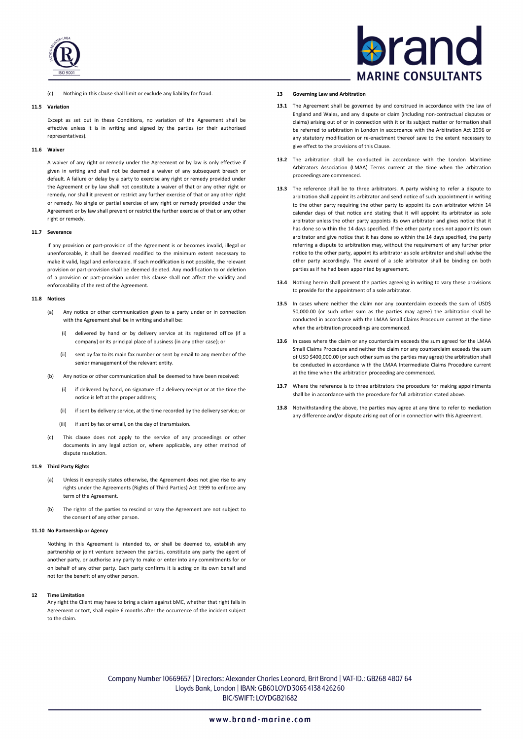(c) Nothing in this clause shall limit or exclude any liability for fraud.

**11.5 Variation**

Except as set out in these Conditions, no variation of the Agreement shall be effective unless it is in writing and signed by the parties (or their authorised representatives).

**11.6 Waiver**

A waiver of any right or remedy under the Agreement or by law is only effective if given in writing and shall not be deemed a waiver of any subsequent breach or default. A failure or delay by a party to exercise any right or remedy provided under the Agreement or by law shall not constitute a waiver of that or any other right or remedy, nor shall it prevent or restrict any further exercise of that or any other right or remedy. No single or partial exercise of any right or remedy provided under the Agreement or by law shall prevent or restrict the further exercise of that or any other right or remedy.

**11.7 Severance**

If any provision or part-provision of the Agreement is or becomes invalid, illegal or unenforceable, it shall be deemed modified to the minimum extent necessary to make it valid, legal and enforceable. If such modification is not possible, the relevant provision or part-provision shall be deemed deleted. Any modification to or deletion of a provision or part-provision under this clause shall not affect the validity and enforceability of the rest of the Agreement.

**11.8 Notices**

(a) Any notice or other communication given to a party under or in connection with the Agreement shall be in writing and shall be:

  (i) delivered by hand or by delivery service at its registered office (if a company) or its principal place of business (in any other case); or

  (ii) sent by fax to its main fax number or sent by email to any member of the senior management of the relevant entity.

(b) Any notice or other communication shall be deemed to have been received:

  (i) if delivered by hand, on signature of a delivery receipt or at the time the notice is left at the proper address;

  (ii) if sent by delivery service, at the time recorded by the delivery service; or

  (iii) if sent by fax or email, on the day of transmission.

(c) This clause does not apply to the service of any proceedings or other documents in any legal action or, where applicable, any other method of dispute resolution.

**11.9 Third Party Rights**

(a) Unless it expressly states otherwise, the Agreement does not give rise to any rights under the Agreements (Rights of Third Parties) Act 1999 to enforce any term of the Agreement.

(b) The rights of the parties to rescind or vary the Agreement are not subject to the consent of any other person.

**11.10 No Partnership or Agency**

Nothing in this Agreement is intended to, or shall be deemed to, establish any partnership or joint venture between the parties, constitute any party the agent of another party, or authorise any party to make or enter into any commitments for or on behalf of any other party. Each party confirms it is acting on its own behalf and not for the benefit of any other person.

**12 Time Limitation**

Any right the Client may have to bring a claim against bMC, whether that right falls in Agreement or tort, shall expire 6 months after the occurrence of the incident subject to the claim.

**13 Governing Law and Arbitration**

**13.1** The Agreement shall be governed by and construed in accordance with the law of England and Wales, and any dispute or claim (including non-contractual disputes or claims) arising out of or in connection with it or its subject matter or formation shall be referred to arbitration in London in accordance with the Arbitration Act 1996 or any statutory modification or re-enactment thereof save to the extent necessary to give effect to the provisions of this Clause.

**13.2** The arbitration shall be conducted in accordance with the London Maritime Arbitrators Association (LMAA) Terms current at the time when the arbitration proceedings are commenced.

**13.3** The reference shall be to three arbitrators. A party wishing to refer a dispute to arbitration shall appoint its arbitrator and send notice of such appointment in writing to the other party requiring the other party to appoint its own arbitrator within 14 calendar days of that notice and stating that it will appoint its arbitrator as sole arbitrator unless the other party appoints its own arbitrator and gives notice that it has done so within the 14 days specified. If the other party does not appoint its own arbitrator and give notice that it has done so within the 14 days specified, the party referring a dispute to arbitration may, without the requirement of any further prior notice to the other party, appoint its arbitrator as sole arbitrator and shall advise the other party accordingly. The award of a sole arbitrator shall be binding on both parties as if he had been appointed by agreement.

**13.4** Nothing herein shall prevent the parties agreeing in writing to vary these provisions to provide for the appointment of a sole arbitrator.

**13.5** In cases where neither the claim nor any counterclaim exceeds the sum of USD$ 50,000.00 (or such other sum as the parties may agree) the arbitration shall be conducted in accordance with the LMAA Small Claims Procedure current at the time when the arbitration proceedings are commenced.

**13.6** In cases where the claim or any counterclaim exceeds the sum agreed for the LMAA Small Claims Procedure and neither the claim nor any counterclaim exceeds the sum of USD $400,000.00 (or such other sum as the parties may agree) the arbitration shall be conducted in accordance with the LMAA Intermediate Claims Procedure current at the time when the arbitration proceeding are commenced.

**13.7** Where the reference is to three arbitrators the procedure for making appointments shall be in accordance with the procedure for full arbitration stated above.

**13.8** Notwithstanding the above, the parties may agree at any time to refer to mediation any difference and/or dispute arising out of or in connection with this Agreement.